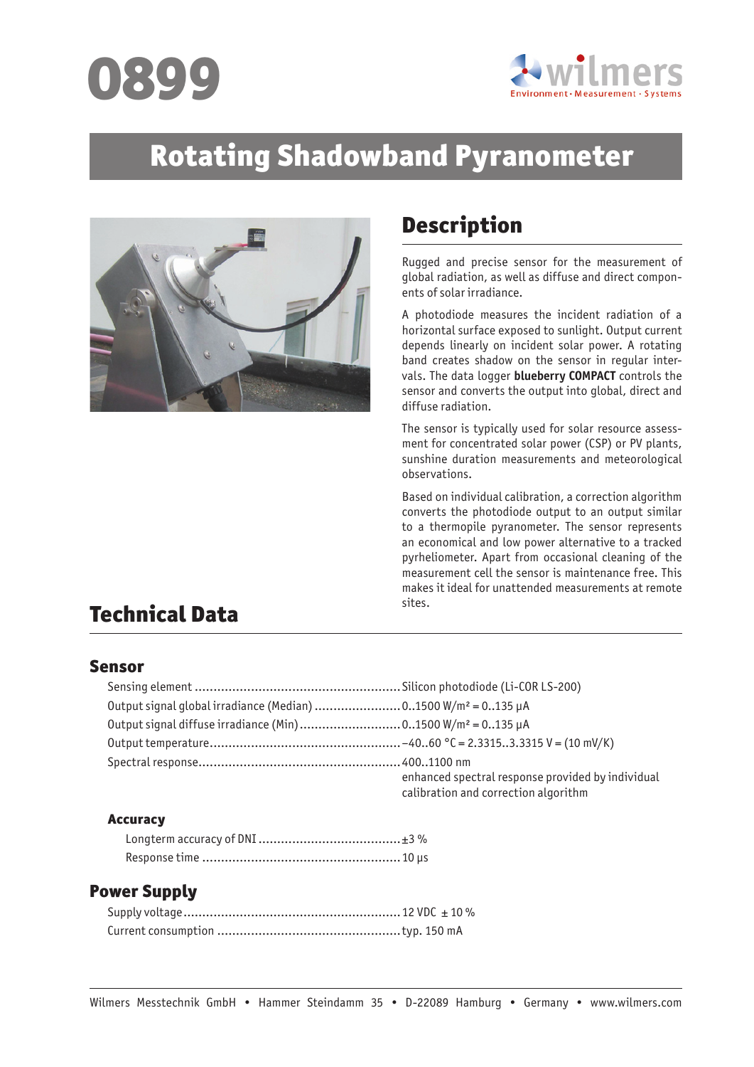# 0899

wilmers
Environment · Measurement · Systems

# Rotating Shadowband Pyranometer

## Description

Rugged and precise sensor for the measurement of global radiation, as well as diffuse and direct components of solar irradiance.

A photodiode measures the incident radiation of a horizontal surface exposed to sunlight. Output current depends linearly on incident solar power. A rotating band creates shadow on the sensor in regular intervals. The data logger **blueberry COMPACT** controls the sensor and converts the output into global, direct and diffuse radiation.

The sensor is typically used for solar resource assessment for concentrated solar power (CSP) or PV plants, sunshine duration measurements and meteorological observations.

Based on individual calibration, a correction algorithm converts the photodiode output to an output similar to a thermopile pyranometer. The sensor represents an economical and low power alternative to a tracked pyrheliometer. Apart from occasional cleaning of the measurement cell the sensor is maintenance free. This makes it ideal for unattended measurements at remote sites.

## Technical Data

### Sensor

| | |
|---|---|
| Sensing element | Silicon photodiode (Li-COR LS-200) |
| Output signal global irradiance (Median) | 0..1500 W/m² = 0..135 µA |
| Output signal diffuse irradiance (Min) | 0..1500 W/m² = 0..135 µA |
| Output temperature | −40..60 °C = 2.3315..3.3315 V = (10 mV/K) |
| Spectral response | 400..1100 nm<br>enhanced spectral response provided by individual calibration and correction algorithm |

#### Accuracy

| | |
|---|---|
| Longterm accuracy of DNI | ±3 % |
| Response time | 10 µs |

### Power Supply

| | |
|---|---|
| Supply voltage | 12 VDC ± 10 % |
| Current consumption | typ. 150 mA |

Wilmers Messtechnik GmbH • Hammer Steindamm 35 • D-22089 Hamburg • Germany • www.wilmers.com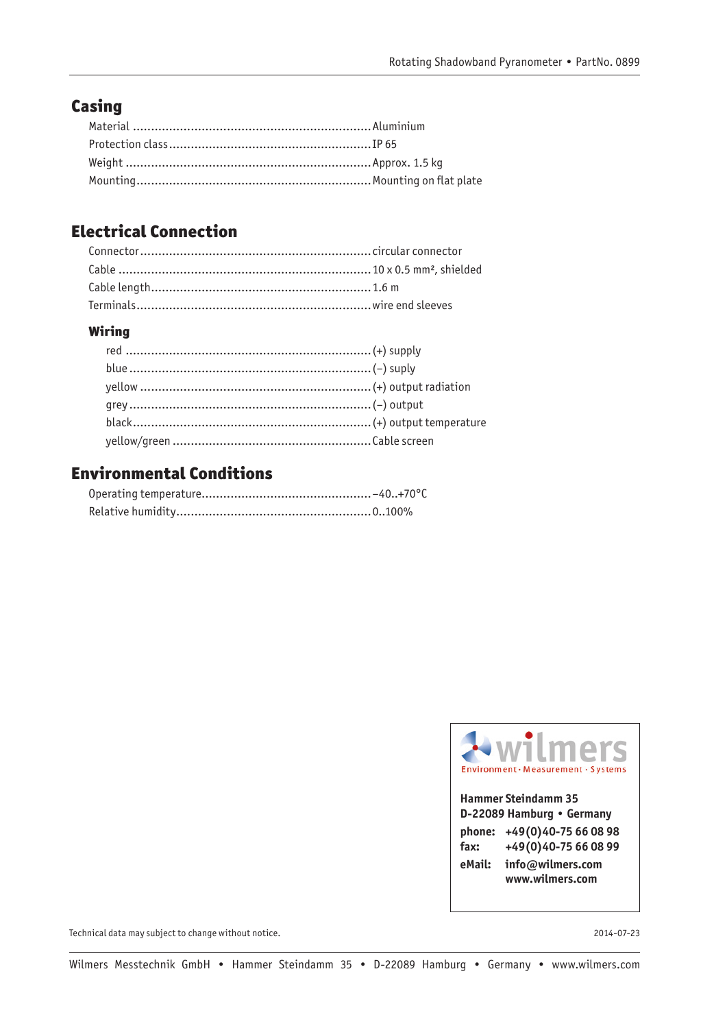## Casing

Material ............................................................. Aluminium
Protection class ................................................... IP 65
Weight ............................................................... Approx. 1.5 kg
Mounting............................................................ Mounting on flat plate

## Electrical Connection

Connector........................................................... circular connector
Cable ................................................................. 10 x 0.5 mm², shielded
Cable length........................................................ 1.6 m
Terminals............................................................ wire end sleeves

### Wiring

red ............................................................... (+) supply
blue .............................................................. (–) suply
yellow ........................................................... (+) output radiation
grey .............................................................. (–) output
black............................................................. (+) output temperature
yellow/green .................................................. Cable screen

## Environmental Conditions

Operating temperature........................................... –40..+70°C
Relative humidity.................................................. 0..100%

**wilmers**
Environment · Measurement · Systems

**Hammer Steindamm 35**
**D-22089 Hamburg • Germany**
**phone: +49(0)40-75 66 08 98**
**fax: +49(0)40-75 66 08 99**
**eMail: info@wilmers.com**
**www.wilmers.com**

Technical data may subject to change without notice.

2014-07-23